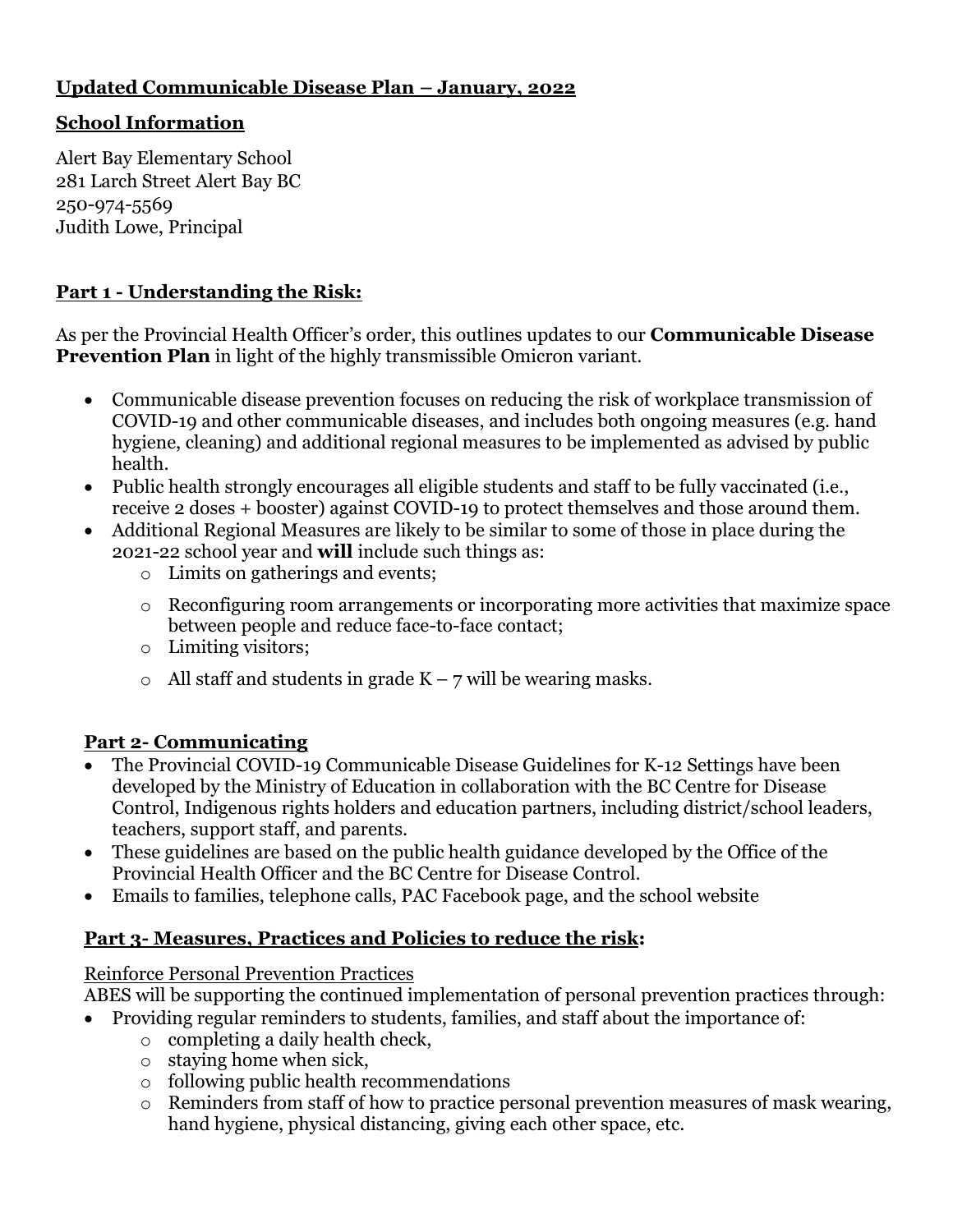## Updated Communicable Disease Plan – January, 2022

## School Information

Alert Bay Elementary School
281 Larch Street Alert Bay BC
250-974-5569
Judith Lowe, Principal

## Part 1 - Understanding the Risk:

As per the Provincial Health Officer's order, this outlines updates to our **Communicable Disease Prevention Plan** in light of the highly transmissible Omicron variant.

- Communicable disease prevention focuses on reducing the risk of workplace transmission of COVID-19 and other communicable diseases, and includes both ongoing measures (e.g. hand hygiene, cleaning) and additional regional measures to be implemented as advised by public health.
- Public health strongly encourages all eligible students and staff to be fully vaccinated (i.e., receive 2 doses + booster) against COVID-19 to protect themselves and those around them.
- Additional Regional Measures are likely to be similar to some of those in place during the 2021-22 school year and **will** include such things as:
  - Limits on gatherings and events;
  - Reconfiguring room arrangements or incorporating more activities that maximize space between people and reduce face-to-face contact;
  - Limiting visitors;
  - All staff and students in grade K – 7 will be wearing masks.

## Part 2- Communicating

- The Provincial COVID-19 Communicable Disease Guidelines for K-12 Settings have been developed by the Ministry of Education in collaboration with the BC Centre for Disease Control, Indigenous rights holders and education partners, including district/school leaders, teachers, support staff, and parents.
- These guidelines are based on the public health guidance developed by the Office of the Provincial Health Officer and the BC Centre for Disease Control.
- Emails to families, telephone calls, PAC Facebook page, and the school website

## Part 3- Measures, Practices and Policies to reduce the risk:

Reinforce Personal Prevention Practices

ABES will be supporting the continued implementation of personal prevention practices through:

- Providing regular reminders to students, families, and staff about the importance of:
  - completing a daily health check,
  - staying home when sick,
  - following public health recommendations
  - Reminders from staff of how to practice personal prevention measures of mask wearing, hand hygiene, physical distancing, giving each other space, etc.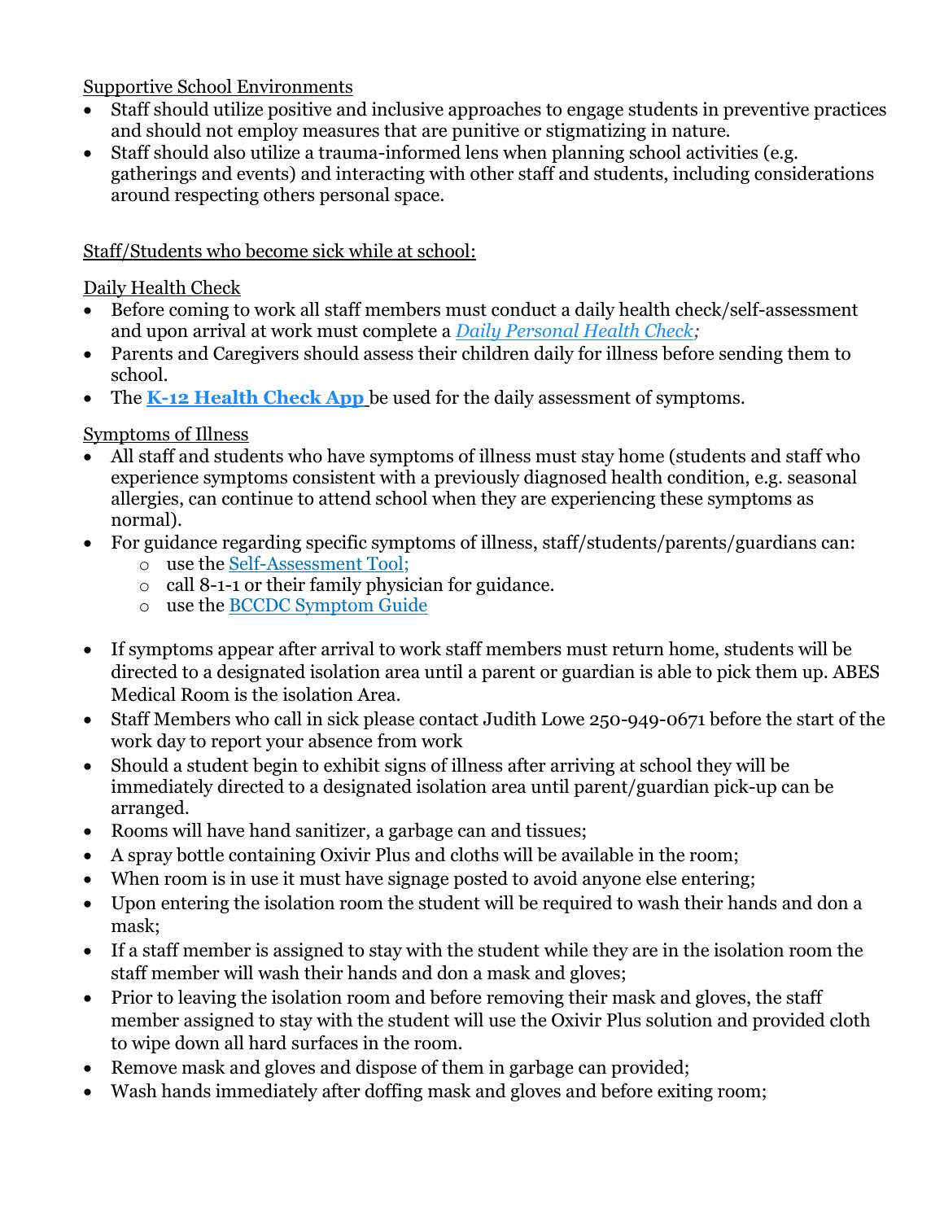Supportive School Environments

- Staff should utilize positive and inclusive approaches to engage students in preventive practices and should not employ measures that are punitive or stigmatizing in nature.
- Staff should also utilize a trauma-informed lens when planning school activities (e.g. gatherings and events) and interacting with other staff and students, including considerations around respecting others personal space.

Staff/Students who become sick while at school:

Daily Health Check

- Before coming to work all staff members must conduct a daily health check/self-assessment and upon arrival at work must complete a *Daily Personal Health Check;*
- Parents and Caregivers should assess their children daily for illness before sending them to school.
- The **K-12 Health Check App** be used for the daily assessment of symptoms.

Symptoms of Illness

- All staff and students who have symptoms of illness must stay home (students and staff who experience symptoms consistent with a previously diagnosed health condition, e.g. seasonal allergies, can continue to attend school when they are experiencing these symptoms as normal).
- For guidance regarding specific symptoms of illness, staff/students/parents/guardians can:
  - use the Self-Assessment Tool;
  - call 8-1-1 or their family physician for guidance.
  - use the BCCDC Symptom Guide

- If symptoms appear after arrival to work staff members must return home, students will be directed to a designated isolation area until a parent or guardian is able to pick them up. ABES Medical Room is the isolation Area.
- Staff Members who call in sick please contact Judith Lowe 250-949-0671 before the start of the work day to report your absence from work
- Should a student begin to exhibit signs of illness after arriving at school they will be immediately directed to a designated isolation area until parent/guardian pick-up can be arranged.
- Rooms will have hand sanitizer, a garbage can and tissues;
- A spray bottle containing Oxivir Plus and cloths will be available in the room;
- When room is in use it must have signage posted to avoid anyone else entering;
- Upon entering the isolation room the student will be required to wash their hands and don a mask;
- If a staff member is assigned to stay with the student while they are in the isolation room the staff member will wash their hands and don a mask and gloves;
- Prior to leaving the isolation room and before removing their mask and gloves, the staff member assigned to stay with the student will use the Oxivir Plus solution and provided cloth to wipe down all hard surfaces in the room.
- Remove mask and gloves and dispose of them in garbage can provided;
- Wash hands immediately after doffing mask and gloves and before exiting room;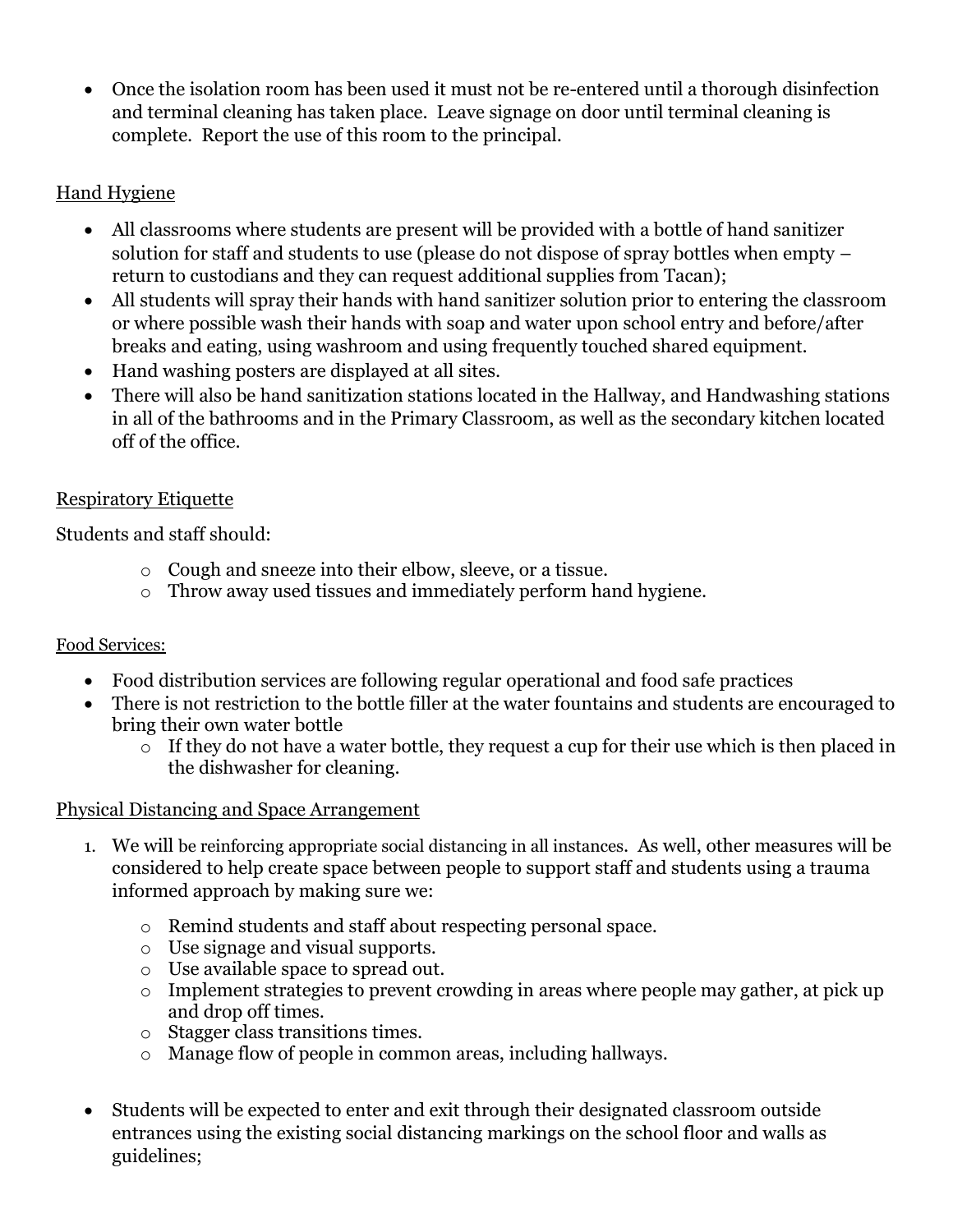- Once the isolation room has been used it must not be re-entered until a thorough disinfection and terminal cleaning has taken place. Leave signage on door until terminal cleaning is complete. Report the use of this room to the principal.

Hand Hygiene

- All classrooms where students are present will be provided with a bottle of hand sanitizer solution for staff and students to use (please do not dispose of spray bottles when empty – return to custodians and they can request additional supplies from Tacan);
- All students will spray their hands with hand sanitizer solution prior to entering the classroom or where possible wash their hands with soap and water upon school entry and before/after breaks and eating, using washroom and using frequently touched shared equipment.
- Hand washing posters are displayed at all sites.
- There will also be hand sanitization stations located in the Hallway, and Handwashing stations in all of the bathrooms and in the Primary Classroom, as well as the secondary kitchen located off of the office.

Respiratory Etiquette

Students and staff should:

- Cough and sneeze into their elbow, sleeve, or a tissue.
- Throw away used tissues and immediately perform hand hygiene.

Food Services:

- Food distribution services are following regular operational and food safe practices
- There is not restriction to the bottle filler at the water fountains and students are encouraged to bring their own water bottle
  - If they do not have a water bottle, they request a cup for their use which is then placed in the dishwasher for cleaning.

Physical Distancing and Space Arrangement

1. We will be reinforcing appropriate social distancing in all instances. As well, other measures will be considered to help create space between people to support staff and students using a trauma informed approach by making sure we:
   - Remind students and staff about respecting personal space.
   - Use signage and visual supports.
   - Use available space to spread out.
   - Implement strategies to prevent crowding in areas where people may gather, at pick up and drop off times.
   - Stagger class transitions times.
   - Manage flow of people in common areas, including hallways.

- Students will be expected to enter and exit through their designated classroom outside entrances using the existing social distancing markings on the school floor and walls as guidelines;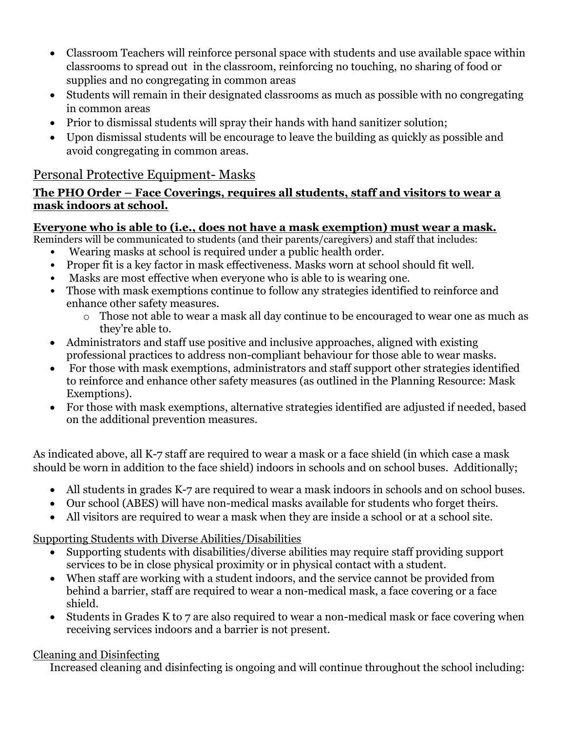- Classroom Teachers will reinforce personal space with students and use available space within classrooms to spread out in the classroom, reinforcing no touching, no sharing of food or supplies and no congregating in common areas
- Students will remain in their designated classrooms as much as possible with no congregating in common areas
- Prior to dismissal students will spray their hands with hand sanitizer solution;
- Upon dismissal students will be encourage to leave the building as quickly as possible and avoid congregating in common areas.

## Personal Protective Equipment- Masks

**The PHO Order – Face Coverings, requires all students, staff and visitors to wear a mask indoors at school.**

**Everyone who is able to (i.e., does not have a mask exemption) must wear a mask.**

Reminders will be communicated to students (and their parents/caregivers) and staff that includes:

- Wearing masks at school is required under a public health order.
- Proper fit is a key factor in mask effectiveness. Masks worn at school should fit well.
- Masks are most effective when everyone who is able to is wearing one.
- Those with mask exemptions continue to follow any strategies identified to reinforce and enhance other safety measures.
  - Those not able to wear a mask all day continue to be encouraged to wear one as much as they're able to.
- Administrators and staff use positive and inclusive approaches, aligned with existing professional practices to address non-compliant behaviour for those able to wear masks.
- For those with mask exemptions, administrators and staff support other strategies identified to reinforce and enhance other safety measures (as outlined in the Planning Resource: Mask Exemptions).
- For those with mask exemptions, alternative strategies identified are adjusted if needed, based on the additional prevention measures.

As indicated above, all K-7 staff are required to wear a mask or a face shield (in which case a mask should be worn in addition to the face shield) indoors in schools and on school buses. Additionally;

- All students in grades K-7 are required to wear a mask indoors in schools and on school buses.
- Our school (ABES) will have non-medical masks available for students who forget theirs.
- All visitors are required to wear a mask when they are inside a school or at a school site.

### Supporting Students with Diverse Abilities/Disabilities

- Supporting students with disabilities/diverse abilities may require staff providing support services to be in close physical proximity or in physical contact with a student.
- When staff are working with a student indoors, and the service cannot be provided from behind a barrier, staff are required to wear a non-medical mask, a face covering or a face shield.
- Students in Grades K to 7 are also required to wear a non-medical mask or face covering when receiving services indoors and a barrier is not present.

### Cleaning and Disinfecting

Increased cleaning and disinfecting is ongoing and will continue throughout the school including: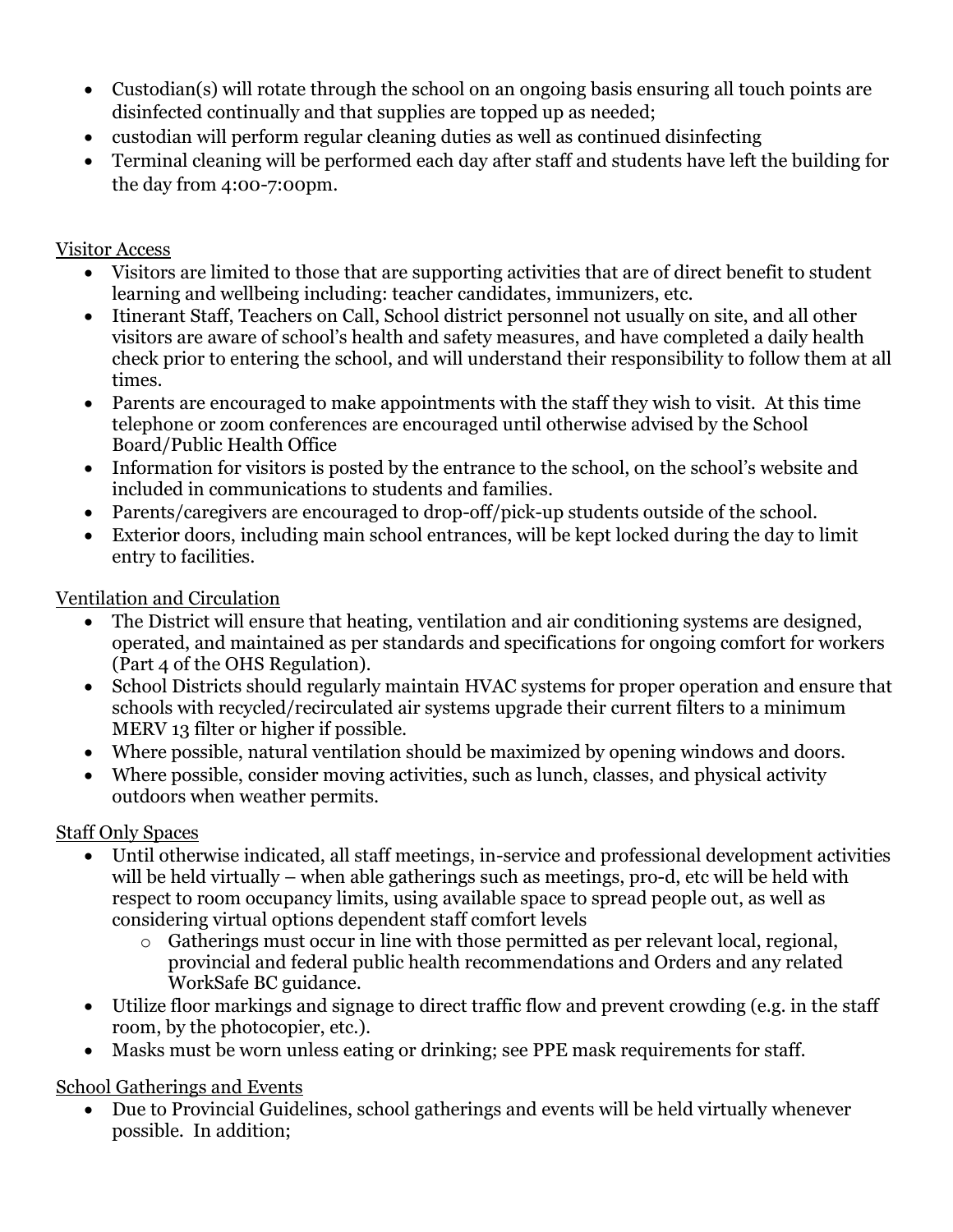- Custodian(s) will rotate through the school on an ongoing basis ensuring all touch points are disinfected continually and that supplies are topped up as needed;
- custodian will perform regular cleaning duties as well as continued disinfecting
- Terminal cleaning will be performed each day after staff and students have left the building for the day from 4:00-7:00pm.

Visitor Access

- Visitors are limited to those that are supporting activities that are of direct benefit to student learning and wellbeing including: teacher candidates, immunizers, etc.
- Itinerant Staff, Teachers on Call, School district personnel not usually on site, and all other visitors are aware of school's health and safety measures, and have completed a daily health check prior to entering the school, and will understand their responsibility to follow them at all times.
- Parents are encouraged to make appointments with the staff they wish to visit. At this time telephone or zoom conferences are encouraged until otherwise advised by the School Board/Public Health Office
- Information for visitors is posted by the entrance to the school, on the school's website and included in communications to students and families.
- Parents/caregivers are encouraged to drop-off/pick-up students outside of the school.
- Exterior doors, including main school entrances, will be kept locked during the day to limit entry to facilities.

Ventilation and Circulation

- The District will ensure that heating, ventilation and air conditioning systems are designed, operated, and maintained as per standards and specifications for ongoing comfort for workers (Part 4 of the OHS Regulation).
- School Districts should regularly maintain HVAC systems for proper operation and ensure that schools with recycled/recirculated air systems upgrade their current filters to a minimum MERV 13 filter or higher if possible.
- Where possible, natural ventilation should be maximized by opening windows and doors.
- Where possible, consider moving activities, such as lunch, classes, and physical activity outdoors when weather permits.

Staff Only Spaces

- Until otherwise indicated, all staff meetings, in-service and professional development activities will be held virtually – when able gatherings such as meetings, pro-d, etc will be held with respect to room occupancy limits, using available space to spread people out, as well as considering virtual options dependent staff comfort levels
  - Gatherings must occur in line with those permitted as per relevant local, regional, provincial and federal public health recommendations and Orders and any related WorkSafe BC guidance.
- Utilize floor markings and signage to direct traffic flow and prevent crowding (e.g. in the staff room, by the photocopier, etc.).
- Masks must be worn unless eating or drinking; see PPE mask requirements for staff.

School Gatherings and Events

- Due to Provincial Guidelines, school gatherings and events will be held virtually whenever possible. In addition;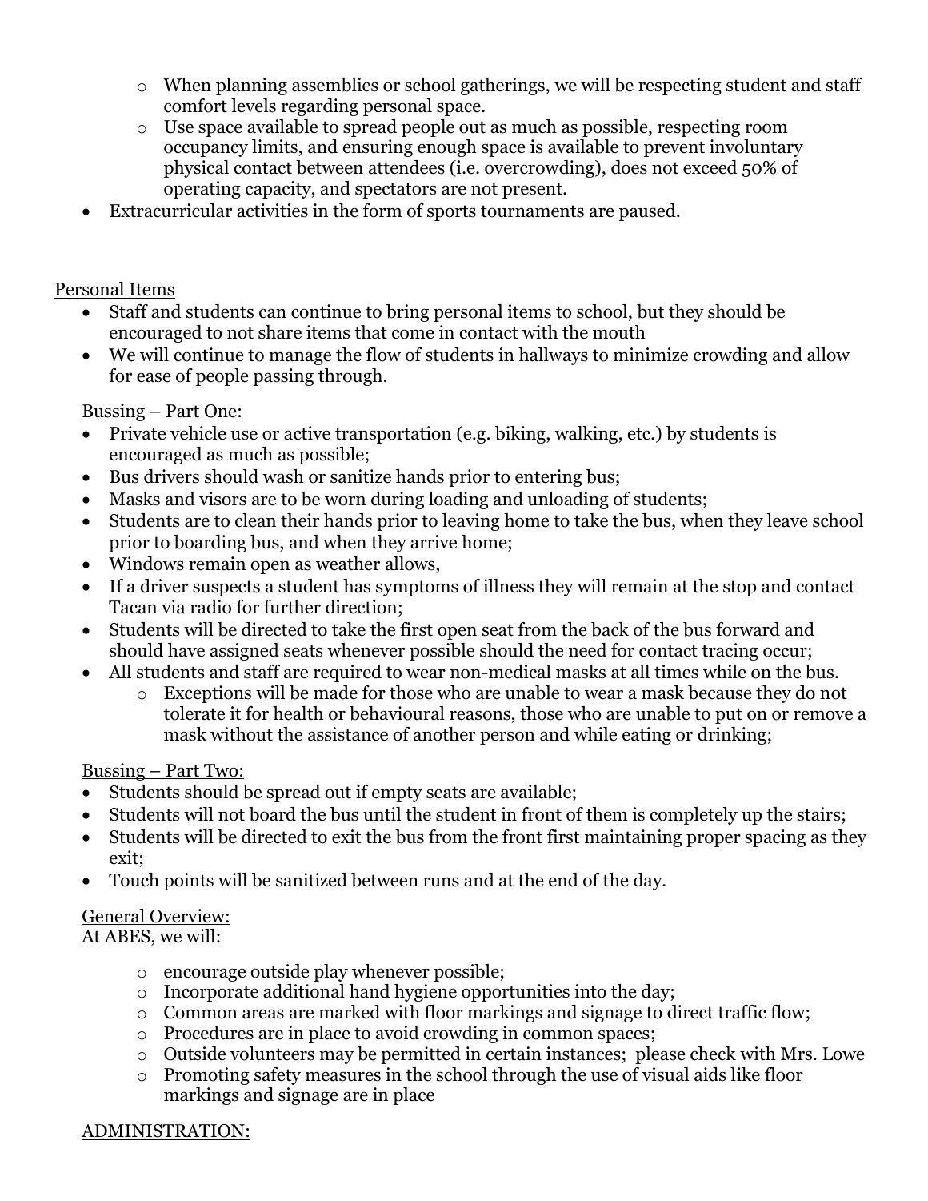- When planning assemblies or school gatherings, we will be respecting student and staff comfort levels regarding personal space.
    - Use space available to spread people out as much as possible, respecting room occupancy limits, and ensuring enough space is available to prevent involuntary physical contact between attendees (i.e. overcrowding), does not exceed 50% of operating capacity, and spectators are not present.
- Extracurricular activities in the form of sports tournaments are paused.

<u>Personal Items</u>

- Staff and students can continue to bring personal items to school, but they should be encouraged to not share items that come in contact with the mouth
- We will continue to manage the flow of students in hallways to minimize crowding and allow for ease of people passing through.

<u>Bussing – Part One:</u>

- Private vehicle use or active transportation (e.g. biking, walking, etc.) by students is encouraged as much as possible;
- Bus drivers should wash or sanitize hands prior to entering bus;
- Masks and visors are to be worn during loading and unloading of students;
- Students are to clean their hands prior to leaving home to take the bus, when they leave school prior to boarding bus, and when they arrive home;
- Windows remain open as weather allows,
- If a driver suspects a student has symptoms of illness they will remain at the stop and contact Tacan via radio for further direction;
- Students will be directed to take the first open seat from the back of the bus forward and should have assigned seats whenever possible should the need for contact tracing occur;
- All students and staff are required to wear non-medical masks at all times while on the bus.
    - Exceptions will be made for those who are unable to wear a mask because they do not tolerate it for health or behavioural reasons, those who are unable to put on or remove a mask without the assistance of another person and while eating or drinking;

<u>Bussing – Part Two:</u>

- Students should be spread out if empty seats are available;
- Students will not board the bus until the student in front of them is completely up the stairs;
- Students will be directed to exit the bus from the front first maintaining proper spacing as they exit;
- Touch points will be sanitized between runs and at the end of the day.

<u>General Overview:</u>
At ABES, we will:

- encourage outside play whenever possible;
- Incorporate additional hand hygiene opportunities into the day;
- Common areas are marked with floor markings and signage to direct traffic flow;
- Procedures are in place to avoid crowding in common spaces;
- Outside volunteers may be permitted in certain instances; please check with Mrs. Lowe
- Promoting safety measures in the school through the use of visual aids like floor markings and signage are in place

<u>ADMINISTRATION:</u>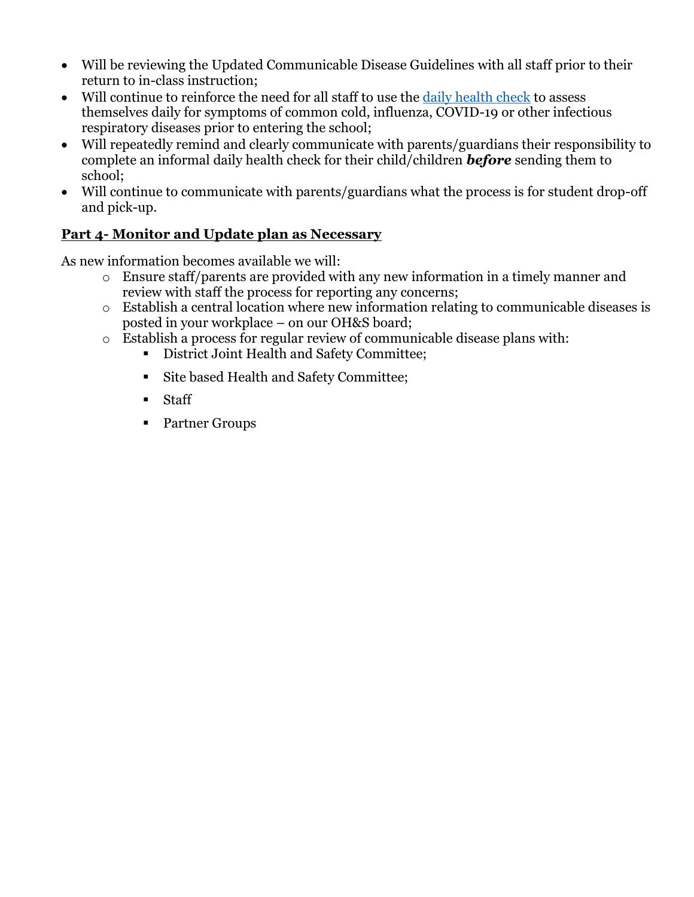- Will be reviewing the Updated Communicable Disease Guidelines with all staff prior to their return to in-class instruction;
- Will continue to reinforce the need for all staff to use the [daily health check](daily health check) to assess themselves daily for symptoms of common cold, influenza, COVID-19 or other infectious respiratory diseases prior to entering the school;
- Will repeatedly remind and clearly communicate with parents/guardians their responsibility to complete an informal daily health check for their child/children ***before*** sending them to school;
- Will continue to communicate with parents/guardians what the process is for student drop-off and pick-up.

## Part 4- Monitor and Update plan as Necessary

As new information becomes available we will:

- Ensure staff/parents are provided with any new information in a timely manner and review with staff the process for reporting any concerns;
- Establish a central location where new information relating to communicable diseases is posted in your workplace – on our OH&S board;
- Establish a process for regular review of communicable disease plans with:
  - District Joint Health and Safety Committee;
  - Site based Health and Safety Committee;
  - Staff
  - Partner Groups